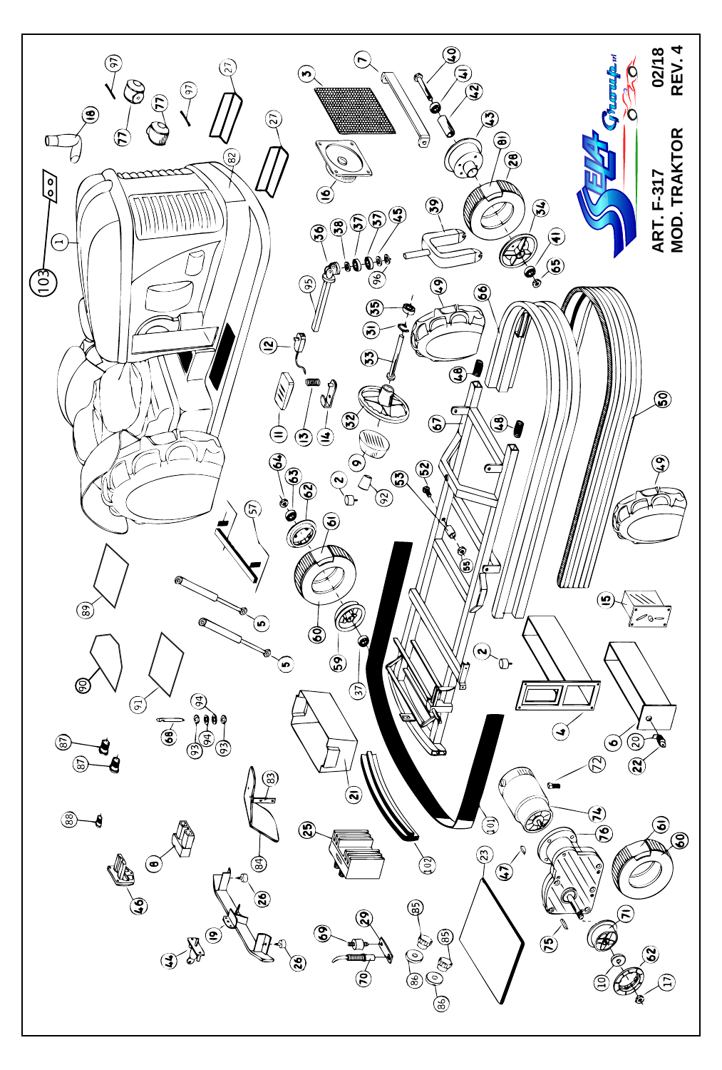ART. F-317
MOD. TRAKTOR

02/18
REV. 4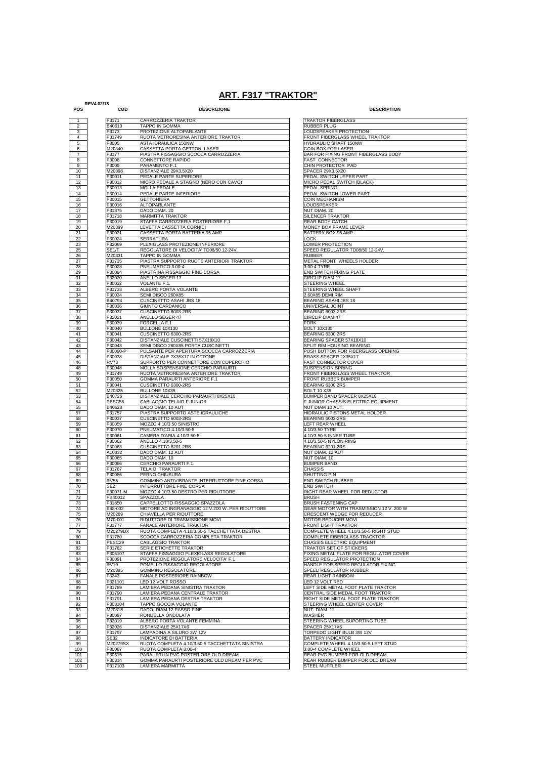# ART. F317 "TRAKTOR"

REV4 02/18

| POS | COD | DESCRIZIONE | DESCRIPTION |
|---|---|---|---|
| 1 | F3171 | CARROZZERIA TRAKTOR | TRAKTOR FIBERGLASS |
| 2 | B40610 | TAPPO IN GOMMA | RUBBER PLUG |
| 3 | F3173 | PROTEZIONE ALTOPARLANTE | LOUDSPEAKER PROTECTION |
| 4 | F31749 | RUOTA VETRORESINA ANTERIORE TRAKTOR | FRONT FIBERGLASS WHEEL TRAKTOR |
| 5 | F3005 | ASTA IDRAULICA 150NW | HYDRAULIC SHAFT 150NW |
| 6 | M20340 | CASSETTA PORTA GETTONI LASER | COIN BOX FOR LASER |
| 7 | F3177 | PIASTRA FISSAGGIO SCOCCA CARROZZERIA | BAR FOR FIXING FRONT FIBERGLASS BODY |
| 8 | F3008 | CONNETTORE RAPIDO | FAST CONNECTOR |
| 9 | F3009 | PARAMENTO F.1 | CHIN PROTECTOR PAD |
| 10 | M20398 | DISTANZIALE 29X3,5X20 | SPACER 29X3,5X20 |
| 11 | F30011 | PEDALE PARTE SUPERIORE | PEDAL SWITCH UPPER PART |
| 12 | F30012 | MICRO PEDALE A STAGNO (NERO CON CAVO) | MICRO PEDAL SWITCH (BLACK) |
| 13 | F30013 | MOLLA PEDALE | PEDAL SPRING |
| 14 | F30014 | PEDALE PARTE INFERIORE | PEDAL SWITCH LOWER PART |
| 15 | F30015 | GETTONIERA | COIN MECHANISM |
| 16 | F30016 | ALTOPARLANTE | LOUDSPEAKER |
| 17 | F31875 | DADO DIAM. 20 | NUT DIAM. 20 |
| 18 | F31718 | MARMITTA TRAKTOR | SILENCER TRAKTOR |
| 19 | F30019 | STAFFA CARROZZERIA POSTERIORE F.1 | REAR BODY CATCH |
| 20 | M20399 | LEVETTA CASSETTA CORNICI | MONEY BOX FRAME LEVER |
| 21 | F30021 | CASSETTA PORTA BATTERIA 95 AMP | BATTERY BOX 95 AMP. |
| 22 | F30024 | SERRATURA | LOCK |
| 23 | F32069 | PLEXIGLASS PROTEZIONE INFERIORE | LOWER PROTECTION |
| 25 | SE1/T | REGOLATORE DI VELOCITA' TD08/50 12-24V. | SPEED REGULATOR TD08/50 12-24V. |
| 26 | M20331 | TAPPO IN GOMMA | RUBBER |
| 27 | F31735 | PIASTRA SUPPORTO RUOTE ANTERIORI TRAKTOR | METAL FRONT WHEELS HOLDER |
| 28 | F30028 | PNEUMATICO 3.00-4 | 3.00-4 TYRE |
| 29 | F30094 | PIASTRINA FISSAGGIO FINE CORSA | END SWITCH FIXING PLATE |
| 31 | F32020 | ANELLO SEGER 17 | CIRCLIP DIAM.17 |
| 32 | F30032 | VOLANTE F.1. | STEERING WHEEL |
| 33 | F31733 | ALBERO PORTA VOLANTE | STEERING WHEEL SHAFT |
| 34 | F30034 | SEMI DISCO 260X85 | 2.60X85 DEMI RIM |
| 35 | B40794 | CUSCINETTO ASAHI JBS 18 | BEARING ASAHI JBS 18 |
| 36 | F30036 | GIUNTO CARDANICO | UNIVERSAL JOINT |
| 37 | F30037 | CUSCINETTO 6003-2RS | BEARING 6003-2RS |
| 38 | F32021 | ANELLO SEGER 47 | CIRCLIP DIAM.47 |
| 39 | F30039 | FORCELLA F.1 | FORK |
| 40 | F30040 | BULLONE 10X130 | BOLT 10X130 |
| 41 | F30041 | CUSCINETTO 6300-2RS | BEARING 6300 2RS |
| 42 | F30042 | DISTANZIALE CUSCINETTI 57X18X10 | BEARING SPACER 57X18X10 |
| 43 | F30043 | SEMI DISCO 260X85 PORTA CUSCINETTI | SPLIT RIM HOUSING BEARING |
| 44 | F30090-P | PULSANTE PER APERTURA SCOCCA CARROZZERIA | PUSH BUTTON FOR FIBERGLASS OPENING |
| 45 | F30038 | DISTANZIALE 2X35X17 IN OTTONE | BRASS SPACER 2X35X17 |
| 46 | RV73 | SUPPORTO PER CONNETTORE CON COPERCHIO | FAST CONNECTOR COVER |
| 48 | F30048 | MOLLA SOSPENSIONE CERCHIO PARAURTI | SUSPENSION SPRING |
| 49 | F31749 | RUOTA VETRORESINA ANTERIORE TRAKTOR | FRONT FIBERGLASS WHEEL TRAKTOR |
| 50 | F30050 | GOMMA PARAURTI ANTERIORE F.1 | FRONT RUBBER BUMPER |
| 51 | F30041 | CUSCINETTO 6300-2RS | BEARING 6300 2RS |
| 52 | M20325 | BULLONE 10X35 | BOLT 10 X35 |
| 53 | B40726 | DISTANZIALE CERCHIO PARAURTI 8X25X10 | BUMPER BAND SPACER 8X25X10 |
| 54 | PESC58 | CABLAGGIO TELAIO F.JUNIOR | F.JUNIOR CHASSIS ELECTRIC EQUIPMENT |
| 55 | B40628 | DADO DIAM. 10 AUT | NUT DIAM 10 AUT. |
| 57 | F31757 | PIASTRA SUPPORTO ASTE IDRAULICHE | HIDRAULIC PISTONS METAL HOLDER |
| 58 | F30037 | CUSCINETTO 6003-2RS | BEARING 6003-2RS |
| 59 | F30059 | MOZZO 4.10/3.50 SINISTRO | LEFT REAR WHEEL |
| 60 | F30070 | PNEUMATICO 4.10/3.50-5 | 4.10/3.50 TYRE |
| 61 | F30061 | CAMERA D'ARIA 4.10/3.50-5 | 4.10/3.50-5 INNER TUBE |
| 62 | F30062 | ANELLO 4.10/3.50-5 | 4.10/3.50-5 NYLON RING |
| 63 | F30063 | CUSCINETTO 6201-2RS | BEARING 6201 2RS |
| 64 | A10332 | DADO DIAM. 12 AUT | NUT DIAM. 12 AUT |
| 65 | F30065 | DADO DIAM. 10 | NUT DIAM. 10 |
| 66 | F30066 | CERCHIO PARAURTI F.1. | BUMPER BAND |
| 67 | F31767 | TELAIO TRAKTOR | CHASSIS |
| 68 | F30086 | PERNO CHIUSURA | SHUTTING PIN |
| 69 | RV55 | GOMMINO ANTIVIBRANTE INTERRUTTORE FINE CORSA | END SWITCH RUBBER |
| 70 | SE2 | INTERRUTTORE FINE CORSA | END SWITCH |
| 71 | F30071-M | MOZZO 4.10/3.50 DESTRO PER RIDUTTORE | RIGHT REAR WHEEL FOR REDUCTOR |
| 72 | FB40012 | SPAZZOLA | BRUSH |
| 73 | F31850 | CAPPELLOTTO FISSAGGIO SPAZZOLA | BRUSH FASTENING CAP |
| 74 | E48-002 | MOTORE AD INGRANAGGIO 12 V.200 W..PER RIDUTTORE | GEAR MOTOR WITH TRASMISSION 12 V. 200 W |
| 75 | M20269 | CHIAVELLA PER RIDUTTORE | CRESCENT WEDGE FOR REDUCER |
| 76 | M70-001 | RIDUTTORE DI TRASMISSIONE MOVI | MOTOR REDUCER MOVI |
| 77 | F31777 | FANALE ANTERIORE TRAKTOR | FRONT LIGHT TRAKTOR |
| 79 | M20279DX | RUOTA COMPLETA 4.10/3.50-5 TACCHETTATA DESTRA | COMPLETE WHEEL 4.10/3.50-5 RIGHT STUD |
| 80 | F31780 | SCOCCA CARROZZERIA COMPLETA TRAKTOR | COMPLETE FIBERGLASS TRACKTOR |
| 81 | PESC29 | CABLAGGIO TRAKTOR | CHASSIS ELECTRIC EQUIPMENT |
| 82 | F31782 | SERIE ETICHETTE TRAKTOR | TRAKTOR SET OF STICKERS |
| 83 | F305107 | STAFFA FISSAGGIO PLEXIGLASS REGOLATORE | FIXING METAL PLATE FOR REGULATOR COVER |
| 84 | F30091 | PROTEZIONE REGOLATORE VELOCITA' F.1 | SPEED REGULATOR PROTECTION |
| 85 | RV19 | POMELLO FISSAGGIO REGOLATORE | HANDLE FOR SPEED REGULATOR FIXING |
| 86 | M20395 | GOMMINO REGOLATORE | SPEED REGULATOR RUBBER |
| 87 | F3243 | FANALE POSTERIORE RAINBOW | REAR LIGHT RAINBOW |
| 88 | F321101 | LED 12 VOLT ROSSO | LED 12 VOLT RED |
| 89 | F31789 | LAMIERA PEDANA SINISTRA TRAKTOR | LEFT SIDE METAL FOOT PLATE TRAKTOR |
| 90 | F31790 | LAMIERA PEDANA CENTRALE TRAKTOR | CENTRAL SIDE MEDAL FOOT TRAKTOR |
| 91 | F31791 | LAMIERA PEDANA DESTRA TRAKTOR | RIGHT SIDE METAL FOOT PLATE TRAKTOR |
| 92 | F303104 | TAPPO GOCCIA VOLANTE | STEERING WHEEL CENTER COVER |
| 93 | M20318 | DADO DIAM.12 PASSO FINE | NUT. DIAM. 12 |
| 94 | F30097 | RONDELLA ONDULATA | WASHER |
| 95 | F32019 | ALBERO PORTA VOLANTE FEMMINA | STEERING WHEEL SUPORTING TUBE |
| 96 | F32026 | DISTANZIALE 25X17X6 | SPACER 25X17X6 |
| 97 | F31797 | LAMPADINA A SILURO 3W 12V | TORPEDO LIGHT BULB 3W 12V |
| 98 | SE32 | INDICATORE DI BATTERIA | BATTERY INDICATOR |
| 99 | M20279SX | RUOTA COMPLETA 4.10/3.50-5 TACCHETTATA SINISTRA | COMPLETE WHEEL 4.10/3.50-5 LEFT STUD |
| 100 | F30087 | RUOTA COMPLETA 3.00-4 | 3.00-4 COMPLETE WHEEL |
| 101 | F30315 | PARAURTI IN PVC POSTERIORE OLD DREAM | REAR PVC BUMPER FOR OLD DREAM |
| 102 | F30314 | GOMMA PARAURTI POSTERIORE OLD DREAM PER PVC | REAR RUBBER BUMPER FOR OLD DREAM |
| 103 | F317103 | LAMIERA MARMITTA | STEEL MUFFLER |